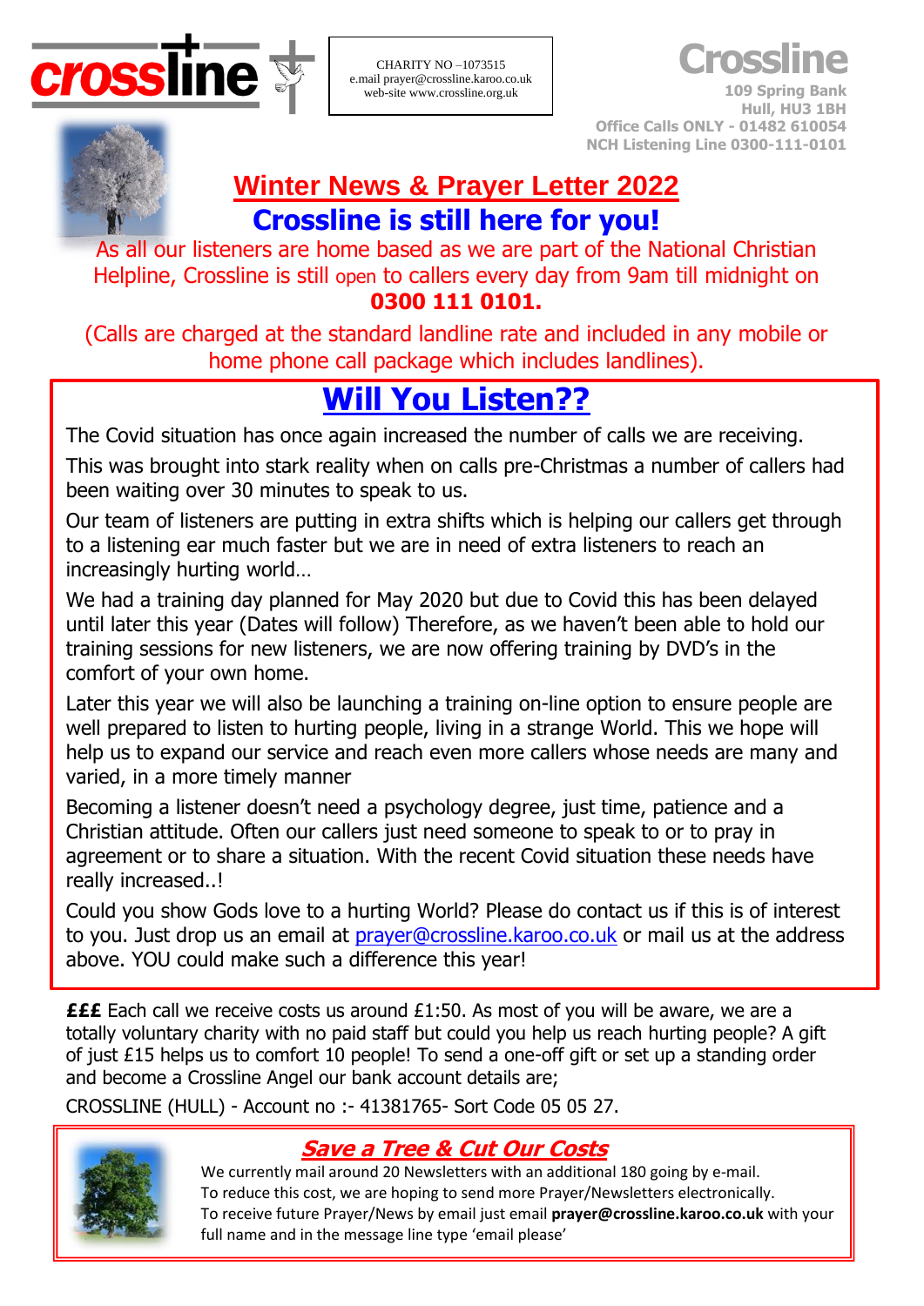crossline

CHARITY NO –1073515
e.mail prayer@crossline.karoo.co.uk
web-site www.crossline.org.uk

**Crossline**
109 Spring Bank
Hull, HU3 1BH
Office Calls ONLY - 01482 610054
NCH Listening Line 0300-111-0101

# Winter News & Prayer Letter 2022

## Crossline is still here for you!

As all our listeners are home based as we are part of the National Christian Helpline, Crossline is still open to callers every day from 9am till midnight on **0300 111 0101.**

(Calls are charged at the standard landline rate and included in any mobile or home phone call package which includes landlines).

## Will You Listen??

The Covid situation has once again increased the number of calls we are receiving.

This was brought into stark reality when on calls pre-Christmas a number of callers had been waiting over 30 minutes to speak to us.

Our team of listeners are putting in extra shifts which is helping our callers get through to a listening ear much faster but we are in need of extra listeners to reach an increasingly hurting world…

We had a training day planned for May 2020 but due to Covid this has been delayed until later this year (Dates will follow) Therefore, as we haven't been able to hold our training sessions for new listeners, we are now offering training by DVD's in the comfort of your own home.

Later this year we will also be launching a training on-line option to ensure people are well prepared to listen to hurting people, living in a strange World. This we hope will help us to expand our service and reach even more callers whose needs are many and varied, in a more timely manner

Becoming a listener doesn't need a psychology degree, just time, patience and a Christian attitude. Often our callers just need someone to speak to or to pray in agreement or to share a situation. With the recent Covid situation these needs have really increased..!

Could you show Gods love to a hurting World? Please do contact us if this is of interest to you. Just drop us an email at prayer@crossline.karoo.co.uk or mail us at the address above. YOU could make such a difference this year!

**£££** Each call we receive costs us around £1:50. As most of you will be aware, we are a totally voluntary charity with no paid staff but could you help us reach hurting people? A gift of just £15 helps us to comfort 10 people! To send a one-off gift or set up a standing order and become a Crossline Angel our bank account details are;

CROSSLINE (HULL) - Account no :- 41381765- Sort Code 05 05 27.

### *Save a Tree & Cut Our Costs*

We currently mail around 20 Newsletters with an additional 180 going by e-mail.
To reduce this cost, we are hoping to send more Prayer/Newsletters electronically.
To receive future Prayer/News by email just email **prayer@crossline.karoo.co.uk** with your full name and in the message line type 'email please'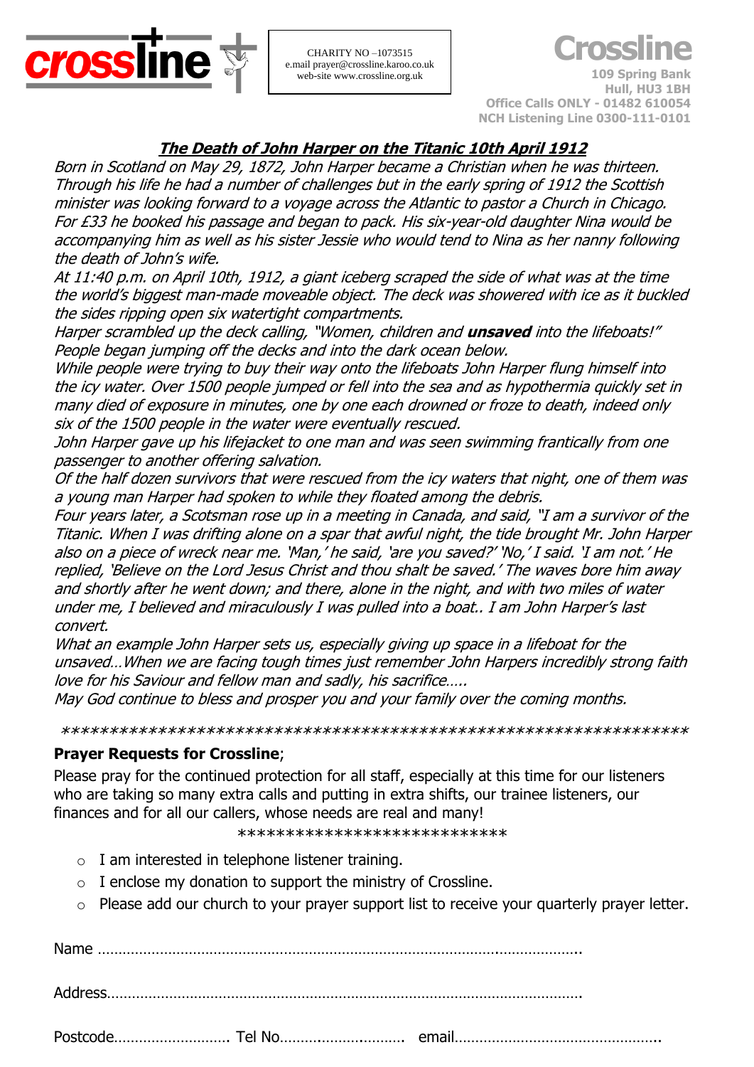crossline

CHARITY NO –1073515
e.mail prayer@crossline.karoo.co.uk
web-site www.crossline.org.uk

**Crossline**
**109 Spring Bank**
**Hull, HU3 1BH**
**Office Calls ONLY - 01482 610054**
**NCH Listening Line 0300-111-0101**

## ***The Death of John Harper on the Titanic 10th April 1912***

*Born in Scotland on May 29, 1872, John Harper became a Christian when he was thirteen. Through his life he had a number of challenges but in the early spring of 1912 the Scottish minister was looking forward to a voyage across the Atlantic to pastor a Church in Chicago. For £33 he booked his passage and began to pack. His six-year-old daughter Nina would be accompanying him as well as his sister Jessie who would tend to Nina as her nanny following the death of John's wife.*

*At 11:40 p.m. on April 10th, 1912, a giant iceberg scraped the side of what was at the time the world's biggest man-made moveable object. The deck was showered with ice as it buckled the sides ripping open six watertight compartments.*

*Harper scrambled up the deck calling, "Women, children and **unsaved** into the lifeboats!" People began jumping off the decks and into the dark ocean below.*

*While people were trying to buy their way onto the lifeboats John Harper flung himself into the icy water. Over 1500 people jumped or fell into the sea and as hypothermia quickly set in many died of exposure in minutes, one by one each drowned or froze to death, indeed only six of the 1500 people in the water were eventually rescued.*

*John Harper gave up his lifejacket to one man and was seen swimming frantically from one passenger to another offering salvation.*

*Of the half dozen survivors that were rescued from the icy waters that night, one of them was a young man Harper had spoken to while they floated among the debris.*

*Four years later, a Scotsman rose up in a meeting in Canada, and said, "I am a survivor of the Titanic. When I was drifting alone on a spar that awful night, the tide brought Mr. John Harper also on a piece of wreck near me. 'Man,' he said, 'are you saved?' 'No,' I said. 'I am not.' He replied, 'Believe on the Lord Jesus Christ and thou shalt be saved.' The waves bore him away and shortly after he went down; and there, alone in the night, and with two miles of water under me, I believed and miraculously I was pulled into a boat.. I am John Harper's last convert.*

*What an example John Harper sets us, especially giving up space in a lifeboat for the unsaved…When we are facing tough times just remember John Harpers incredibly strong faith love for his Saviour and fellow man and sadly, his sacrifice…..*

*May God continue to bless and prosper you and your family over the coming months.*

*******************************************************************

**Prayer Requests for Crossline**;

Please pray for the continued protection for all staff, especially at this time for our listeners who are taking so many extra calls and putting in extra shifts, our trainee listeners, our finances and for all our callers, whose needs are real and many!

****************************

- I am interested in telephone listener training.
- I enclose my donation to support the ministry of Crossline.
- Please add our church to your prayer support list to receive your quarterly prayer letter.

Name ……………………………………………………………………………………………………..

Address…………………………………………………………………………………………………….

Postcode……………………… Tel No………………………. email…………………………………………..